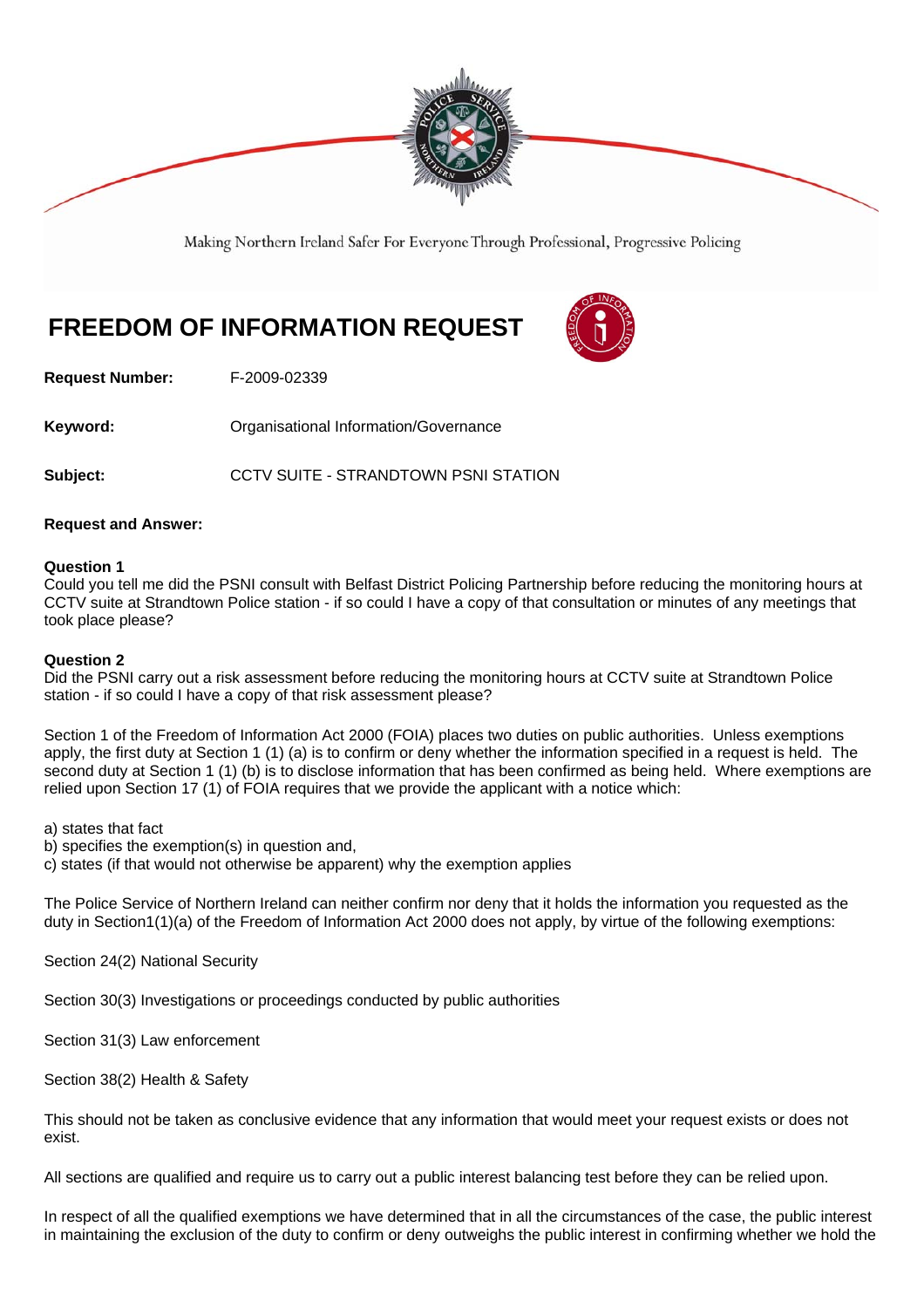Making Northern Ireland Safer For Everyone Through Professional, Progressive Policing

# FREEDOM OF INFORMATION REQUEST

**Request Number:** F-2009-02339

**Keyword:** Organisational Information/Governance

**Subject:** CCTV SUITE - STRANDTOWN PSNI STATION

**Request and Answer:**

**Question 1**
Could you tell me did the PSNI consult with Belfast District Policing Partnership before reducing the monitoring hours at CCTV suite at Strandtown Police station - if so could I have a copy of that consultation or minutes of any meetings that took place please?

**Question 2**
Did the PSNI carry out a risk assessment before reducing the monitoring hours at CCTV suite at Strandtown Police station - if so could I have a copy of that risk assessment please?

Section 1 of the Freedom of Information Act 2000 (FOIA) places two duties on public authorities. Unless exemptions apply, the first duty at Section 1 (1) (a) is to confirm or deny whether the information specified in a request is held. The second duty at Section 1 (1) (b) is to disclose information that has been confirmed as being held. Where exemptions are relied upon Section 17 (1) of FOIA requires that we provide the applicant with a notice which:

a) states that fact
b) specifies the exemption(s) in question and,
c) states (if that would not otherwise be apparent) why the exemption applies

The Police Service of Northern Ireland can neither confirm nor deny that it holds the information you requested as the duty in Section1(1)(a) of the Freedom of Information Act 2000 does not apply, by virtue of the following exemptions:

Section 24(2) National Security

Section 30(3) Investigations or proceedings conducted by public authorities

Section 31(3) Law enforcement

Section 38(2) Health & Safety

This should not be taken as conclusive evidence that any information that would meet your request exists or does not exist.

All sections are qualified and require us to carry out a public interest balancing test before they can be relied upon.

In respect of all the qualified exemptions we have determined that in all the circumstances of the case, the public interest in maintaining the exclusion of the duty to confirm or deny outweighs the public interest in confirming whether we hold the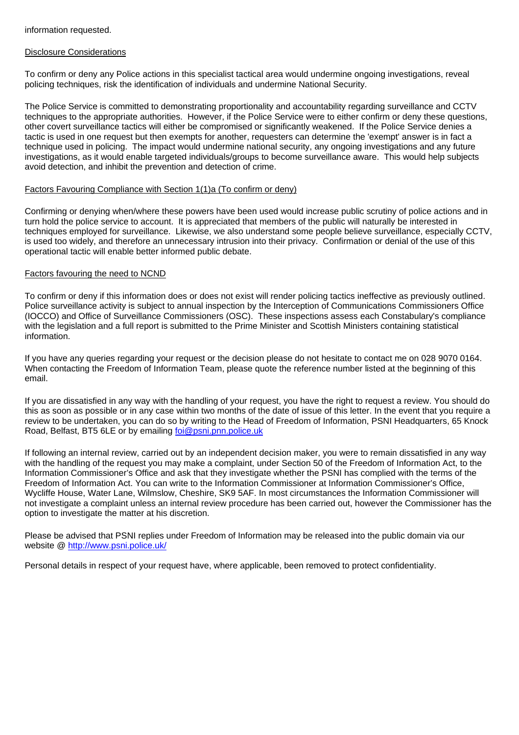information requested.

Disclosure Considerations

To confirm or deny any Police actions in this specialist tactical area would undermine ongoing investigations, reveal policing techniques, risk the identification of individuals and undermine National Security.

The Police Service is committed to demonstrating proportionality and accountability regarding surveillance and CCTV techniques to the appropriate authorities. However, if the Police Service were to either confirm or deny these questions, other covert surveillance tactics will either be compromised or significantly weakened. If the Police Service denies a tactic is used in one request but then exempts for another, requesters can determine the 'exempt' answer is in fact a technique used in policing. The impact would undermine national security, any ongoing investigations and any future investigations, as it would enable targeted individuals/groups to become surveillance aware. This would help subjects avoid detection, and inhibit the prevention and detection of crime.

Factors Favouring Compliance with Section 1(1)a (To confirm or deny)

Confirming or denying when/where these powers have been used would increase public scrutiny of police actions and in turn hold the police service to account. It is appreciated that members of the public will naturally be interested in techniques employed for surveillance. Likewise, we also understand some people believe surveillance, especially CCTV, is used too widely, and therefore an unnecessary intrusion into their privacy. Confirmation or denial of the use of this operational tactic will enable better informed public debate.

Factors favouring the need to NCND

To confirm or deny if this information does or does not exist will render policing tactics ineffective as previously outlined. Police surveillance activity is subject to annual inspection by the Interception of Communications Commissioners Office (IOCCO) and Office of Surveillance Commissioners (OSC). These inspections assess each Constabulary's compliance with the legislation and a full report is submitted to the Prime Minister and Scottish Ministers containing statistical information.

If you have any queries regarding your request or the decision please do not hesitate to contact me on 028 9070 0164. When contacting the Freedom of Information Team, please quote the reference number listed at the beginning of this email.

If you are dissatisfied in any way with the handling of your request, you have the right to request a review. You should do this as soon as possible or in any case within two months of the date of issue of this letter. In the event that you require a review to be undertaken, you can do so by writing to the Head of Freedom of Information, PSNI Headquarters, 65 Knock Road, Belfast, BT5 6LE or by emailing foi@psni.pnn.police.uk

If following an internal review, carried out by an independent decision maker, you were to remain dissatisfied in any way with the handling of the request you may make a complaint, under Section 50 of the Freedom of Information Act, to the Information Commissioner's Office and ask that they investigate whether the PSNI has complied with the terms of the Freedom of Information Act. You can write to the Information Commissioner at Information Commissioner's Office, Wycliffe House, Water Lane, Wilmslow, Cheshire, SK9 5AF. In most circumstances the Information Commissioner will not investigate a complaint unless an internal review procedure has been carried out, however the Commissioner has the option to investigate the matter at his discretion.

Please be advised that PSNI replies under Freedom of Information may be released into the public domain via our website @ http://www.psni.police.uk/

Personal details in respect of your request have, where applicable, been removed to protect confidentiality.